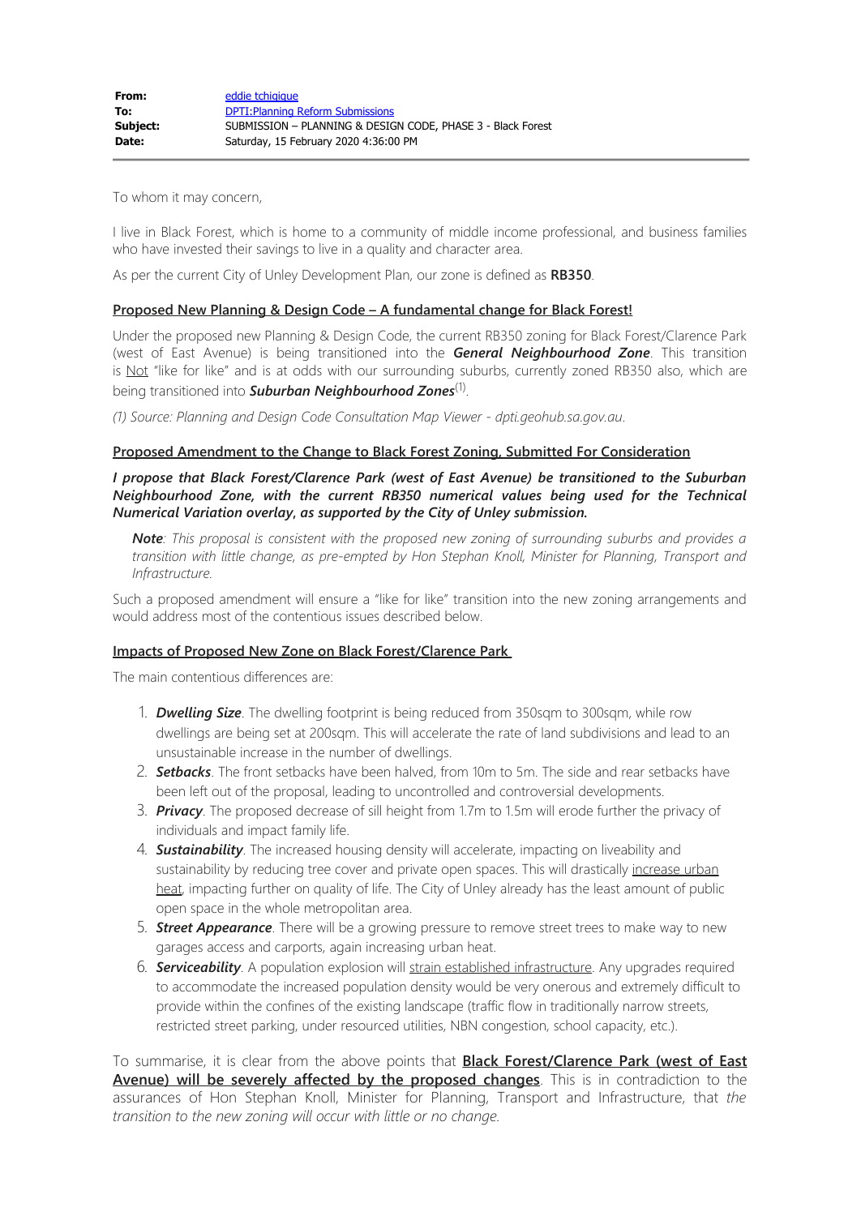| | |
|---|---|
| **From:** | eddie tchigique |
| **To:** | DPTI:Planning Reform Submissions |
| **Subject:** | SUBMISSION – PLANNING & DESIGN CODE, PHASE 3 - Black Forest |
| **Date:** | Saturday, 15 February 2020 4:36:00 PM |

To whom it may concern,

I live in Black Forest, which is home to a community of middle income professional, and business families who have invested their savings to live in a quality and character area.

As per the current City of Unley Development Plan, our zone is defined as **RB350**.

**Proposed New Planning & Design Code – A fundamental change for Black Forest!**

Under the proposed new Planning & Design Code, the current RB350 zoning for Black Forest/Clarence Park (west of East Avenue) is being transitioned into the ***General Neighbourhood Zone***. This transition is Not "like for like" and is at odds with our surrounding suburbs, currently zoned RB350 also, which are being transitioned into ***Suburban Neighbourhood Zones***[(1)].

*(1) Source: Planning and Design Code Consultation Map Viewer - dpti.geohub.sa.gov.au.*

**Proposed Amendment to the Change to Black Forest Zoning, Submitted For Consideration**

***I propose that Black Forest/Clarence Park (west of East Avenue) be transitioned to the Suburban Neighbourhood Zone, with the current RB350 numerical values being used for the Technical Numerical Variation overlay, as supported by the City of Unley submission.***

> ***Note****: This proposal is consistent with the proposed new zoning of surrounding suburbs and provides a transition with little change, as pre-empted by Hon Stephan Knoll, Minister for Planning, Transport and Infrastructure.*

Such a proposed amendment will ensure a "like for like" transition into the new zoning arrangements and would address most of the contentious issues described below.

**Impacts of Proposed New Zone on Black Forest/Clarence Park**

The main contentious differences are:

1. ***Dwelling Size***. The dwelling footprint is being reduced from 350sqm to 300sqm, while row dwellings are being set at 200sqm. This will accelerate the rate of land subdivisions and lead to an unsustainable increase in the number of dwellings.
2. ***Setbacks***. The front setbacks have been halved, from 10m to 5m. The side and rear setbacks have been left out of the proposal, leading to uncontrolled and controversial developments.
3. ***Privacy***. The proposed decrease of sill height from 1.7m to 1.5m will erode further the privacy of individuals and impact family life.
4. ***Sustainability***. The increased housing density will accelerate, impacting on liveability and sustainability by reducing tree cover and private open spaces. This will drastically increase urban heat, impacting further on quality of life. The City of Unley already has the least amount of public open space in the whole metropolitan area.
5. ***Street Appearance***. There will be a growing pressure to remove street trees to make way to new garages access and carports, again increasing urban heat.
6. ***Serviceability***. A population explosion will strain established infrastructure. Any upgrades required to accommodate the increased population density would be very onerous and extremely difficult to provide within the confines of the existing landscape (traffic flow in traditionally narrow streets, restricted street parking, under resourced utilities, NBN congestion, school capacity, etc.).

To summarise, it is clear from the above points that **Black Forest/Clarence Park (west of East Avenue) will be severely affected by the proposed changes**. This is in contradiction to the assurances of Hon Stephan Knoll, Minister for Planning, Transport and Infrastructure, that *the transition to the new zoning will occur with little or no change.*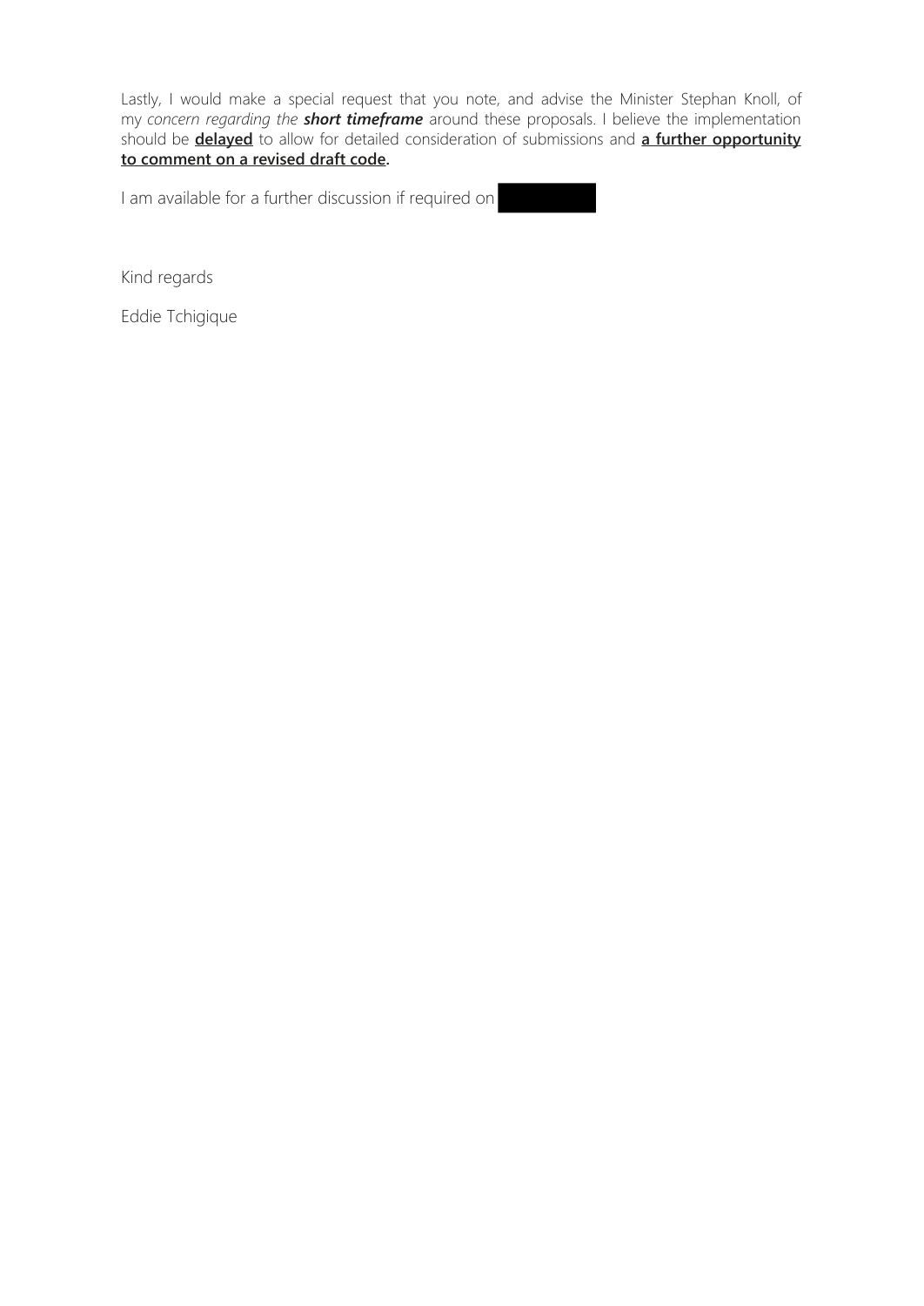Lastly, I would make a special request that you note, and advise the Minister Stephan Knoll, of my *concern regarding the* ***short timeframe*** around these proposals. I believe the implementation should be **<u>delayed</u>** to allow for detailed consideration of submissions and **<u>a further opportunity to comment on a revised draft code</u>.**

I am available for a further discussion if required on

Kind regards

Eddie Tchigique